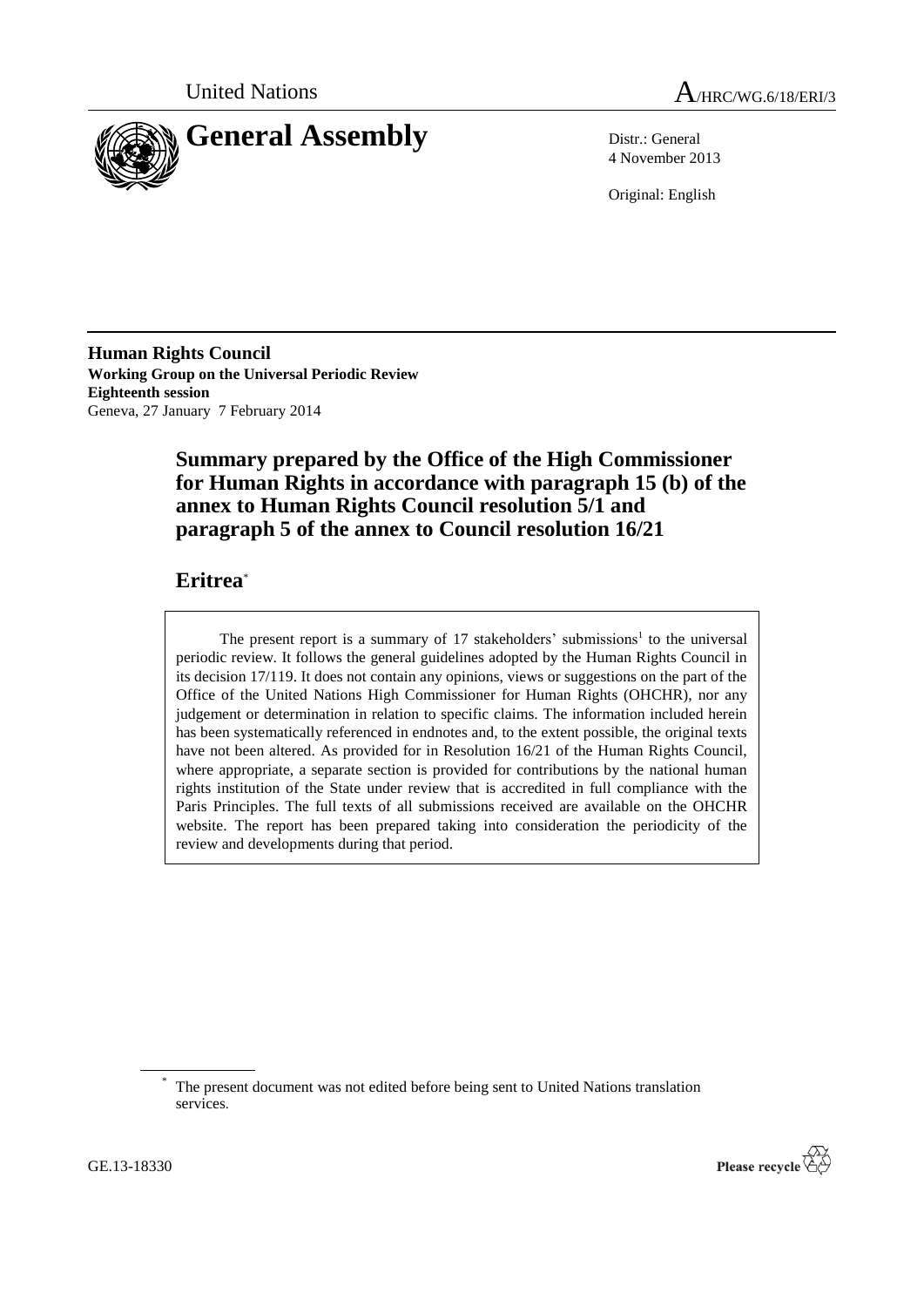United Nations

# A/HRC/WG.6/18/ERI/3

# General Assembly

Distr.: General
4 November 2013

Original: English

**Human Rights Council**
**Working Group on the Universal Periodic Review**
**Eighteenth session**
Geneva, 27 January 7 February 2014

## Summary prepared by the Office of the High Commissioner for Human Rights in accordance with paragraph 15 (b) of the annex to Human Rights Council resolution 5/1 and paragraph 5 of the annex to Council resolution 16/21

## Eritrea*

The present report is a summary of 17 stakeholders' submissions[1] to the universal periodic review. It follows the general guidelines adopted by the Human Rights Council in its decision 17/119. It does not contain any opinions, views or suggestions on the part of the Office of the United Nations High Commissioner for Human Rights (OHCHR), nor any judgement or determination in relation to specific claims. The information included herein has been systematically referenced in endnotes and, to the extent possible, the original texts have not been altered. As provided for in Resolution 16/21 of the Human Rights Council, where appropriate, a separate section is provided for contributions by the national human rights institution of the State under review that is accredited in full compliance with the Paris Principles. The full texts of all submissions received are available on the OHCHR website. The report has been prepared taking into consideration the periodicity of the review and developments during that period.

---

* The present document was not edited before being sent to United Nations translation services.

GE.13-18330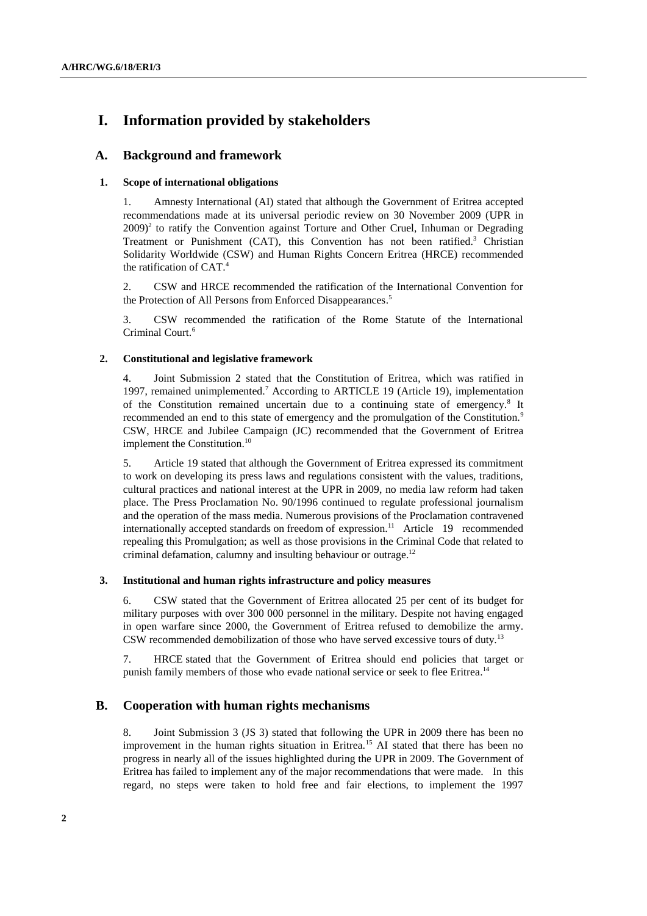# I. Information provided by stakeholders

## A. Background and framework

### 1. Scope of international obligations

1. Amnesty International (AI) stated that although the Government of Eritrea accepted recommendations made at its universal periodic review on 30 November 2009 (UPR in 2009)[2] to ratify the Convention against Torture and Other Cruel, Inhuman or Degrading Treatment or Punishment (CAT), this Convention has not been ratified.[3] Christian Solidarity Worldwide (CSW) and Human Rights Concern Eritrea (HRCE) recommended the ratification of CAT.[4]

2. CSW and HRCE recommended the ratification of the International Convention for the Protection of All Persons from Enforced Disappearances.[5]

3. CSW recommended the ratification of the Rome Statute of the International Criminal Court.[6]

### 2. Constitutional and legislative framework

4. Joint Submission 2 stated that the Constitution of Eritrea, which was ratified in 1997, remained unimplemented.[7] According to ARTICLE 19 (Article 19), implementation of the Constitution remained uncertain due to a continuing state of emergency.[8] It recommended an end to this state of emergency and the promulgation of the Constitution.[9] CSW, HRCE and Jubilee Campaign (JC) recommended that the Government of Eritrea implement the Constitution.[10]

5. Article 19 stated that although the Government of Eritrea expressed its commitment to work on developing its press laws and regulations consistent with the values, traditions, cultural practices and national interest at the UPR in 2009, no media law reform had taken place. The Press Proclamation No. 90/1996 continued to regulate professional journalism and the operation of the mass media. Numerous provisions of the Proclamation contravened internationally accepted standards on freedom of expression.[11] Article 19 recommended repealing this Promulgation; as well as those provisions in the Criminal Code that related to criminal defamation, calumny and insulting behaviour or outrage.[12]

### 3. Institutional and human rights infrastructure and policy measures

6. CSW stated that the Government of Eritrea allocated 25 per cent of its budget for military purposes with over 300 000 personnel in the military. Despite not having engaged in open warfare since 2000, the Government of Eritrea refused to demobilize the army. CSW recommended demobilization of those who have served excessive tours of duty.[13]

7. HRCE stated that the Government of Eritrea should end policies that target or punish family members of those who evade national service or seek to flee Eritrea.[14]

## B. Cooperation with human rights mechanisms

8. Joint Submission 3 (JS 3) stated that following the UPR in 2009 there has been no improvement in the human rights situation in Eritrea.[15] AI stated that there has been no progress in nearly all of the issues highlighted during the UPR in 2009. The Government of Eritrea has failed to implement any of the major recommendations that were made. In this regard, no steps were taken to hold free and fair elections, to implement the 1997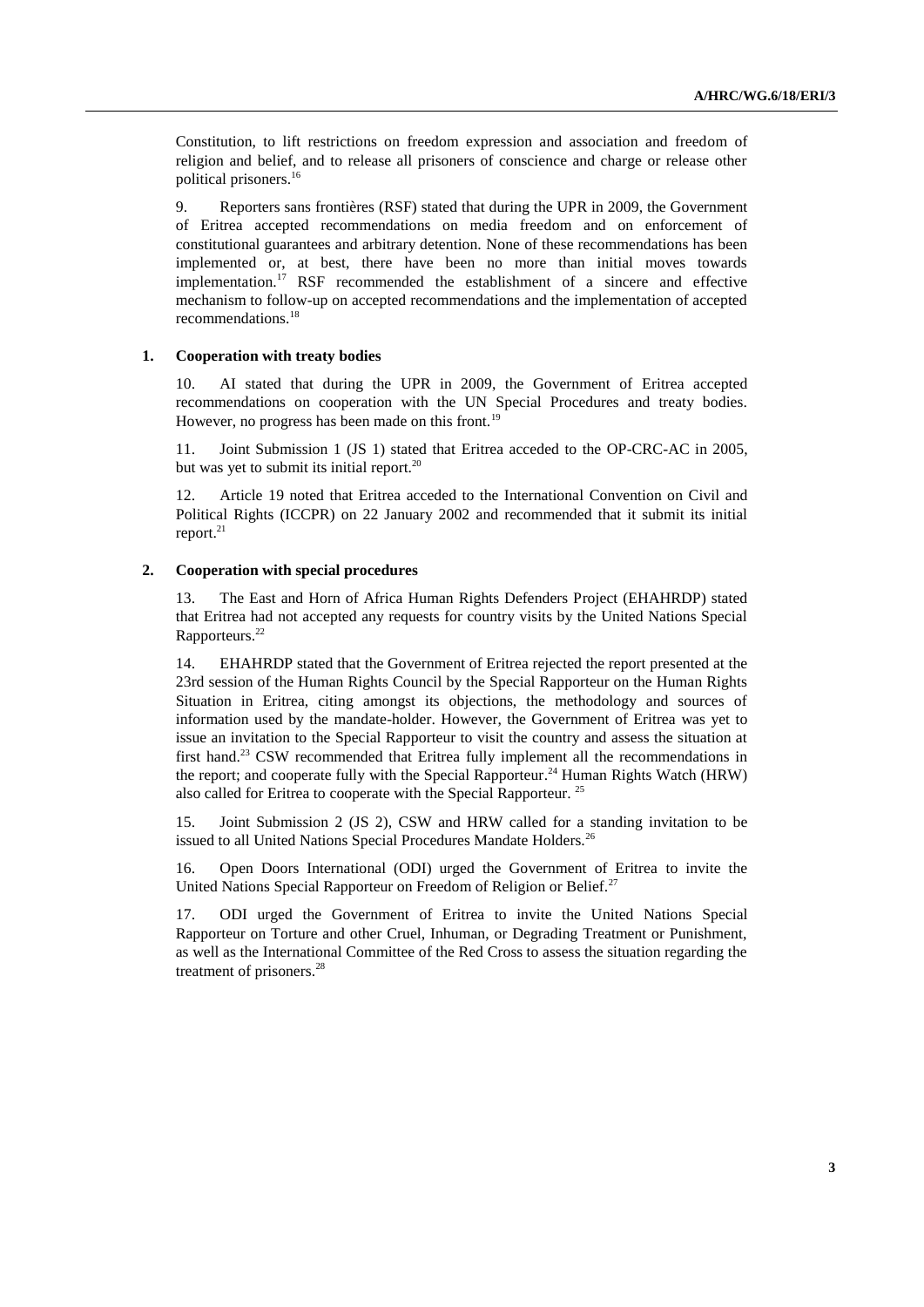Constitution, to lift restrictions on freedom expression and association and freedom of religion and belief, and to release all prisoners of conscience and charge or release other political prisoners.[16]

9. Reporters sans frontières (RSF) stated that during the UPR in 2009, the Government of Eritrea accepted recommendations on media freedom and on enforcement of constitutional guarantees and arbitrary detention. None of these recommendations has been implemented or, at best, there have been no more than initial moves towards implementation.[17] RSF recommended the establishment of a sincere and effective mechanism to follow-up on accepted recommendations and the implementation of accepted recommendations.[18]

### 1. Cooperation with treaty bodies

10. AI stated that during the UPR in 2009, the Government of Eritrea accepted recommendations on cooperation with the UN Special Procedures and treaty bodies. However, no progress has been made on this front.[19]

11. Joint Submission 1 (JS 1) stated that Eritrea acceded to the OP-CRC-AC in 2005, but was yet to submit its initial report.[20]

12. Article 19 noted that Eritrea acceded to the International Convention on Civil and Political Rights (ICCPR) on 22 January 2002 and recommended that it submit its initial report.[21]

### 2. Cooperation with special procedures

13. The East and Horn of Africa Human Rights Defenders Project (EHAHRDP) stated that Eritrea had not accepted any requests for country visits by the United Nations Special Rapporteurs.[22]

14. EHAHRDP stated that the Government of Eritrea rejected the report presented at the 23rd session of the Human Rights Council by the Special Rapporteur on the Human Rights Situation in Eritrea, citing amongst its objections, the methodology and sources of information used by the mandate-holder. However, the Government of Eritrea was yet to issue an invitation to the Special Rapporteur to visit the country and assess the situation at first hand.[23] CSW recommended that Eritrea fully implement all the recommendations in the report; and cooperate fully with the Special Rapporteur.[24] Human Rights Watch (HRW) also called for Eritrea to cooperate with the Special Rapporteur.[25]

15. Joint Submission 2 (JS 2), CSW and HRW called for a standing invitation to be issued to all United Nations Special Procedures Mandate Holders.[26]

16. Open Doors International (ODI) urged the Government of Eritrea to invite the United Nations Special Rapporteur on Freedom of Religion or Belief.[27]

17. ODI urged the Government of Eritrea to invite the United Nations Special Rapporteur on Torture and other Cruel, Inhuman, or Degrading Treatment or Punishment, as well as the International Committee of the Red Cross to assess the situation regarding the treatment of prisoners.[28]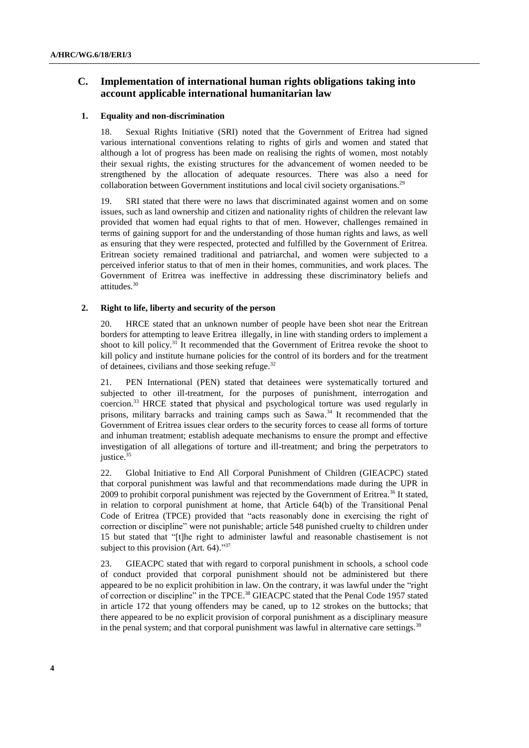## C. Implementation of international human rights obligations taking into account applicable international humanitarian law

### 1. Equality and non-discrimination

18. Sexual Rights Initiative (SRI) noted that the Government of Eritrea had signed various international conventions relating to rights of girls and women and stated that although a lot of progress has been made on realising the rights of women, most notably their sexual rights, the existing structures for the advancement of women needed to be strengthened by the allocation of adequate resources. There was also a need for collaboration between Government institutions and local civil society organisations.[29]

19. SRI stated that there were no laws that discriminated against women and on some issues, such as land ownership and citizen and nationality rights of children the relevant law provided that women had equal rights to that of men. However, challenges remained in terms of gaining support for and the understanding of those human rights and laws, as well as ensuring that they were respected, protected and fulfilled by the Government of Eritrea. Eritrean society remained traditional and patriarchal, and women were subjected to a perceived inferior status to that of men in their homes, communities, and work places. The Government of Eritrea was ineffective in addressing these discriminatory beliefs and attitudes.[30]

### 2. Right to life, liberty and security of the person

20. HRCE stated that an unknown number of people have been shot near the Eritrean borders for attempting to leave Eritrea illegally, in line with standing orders to implement a shoot to kill policy.[31] It recommended that the Government of Eritrea revoke the shoot to kill policy and institute humane policies for the control of its borders and for the treatment of detainees, civilians and those seeking refuge.[32]

21. PEN International (PEN) stated that detainees were systematically tortured and subjected to other ill-treatment, for the purposes of punishment, interrogation and coercion.[33] HRCE stated that physical and psychological torture was used regularly in prisons, military barracks and training camps such as Sawa.[34] It recommended that the Government of Eritrea issues clear orders to the security forces to cease all forms of torture and inhuman treatment; establish adequate mechanisms to ensure the prompt and effective investigation of all allegations of torture and ill-treatment; and bring the perpetrators to justice.[35]

22. Global Initiative to End All Corporal Punishment of Children (GIEACPC) stated that corporal punishment was lawful and that recommendations made during the UPR in 2009 to prohibit corporal punishment was rejected by the Government of Eritrea.[36] It stated, in relation to corporal punishment at home, that Article 64(b) of the Transitional Penal Code of Eritrea (TPCE) provided that "acts reasonably done in exercising the right of correction or discipline" were not punishable; article 548 punished cruelty to children under 15 but stated that "[t]he right to administer lawful and reasonable chastisement is not subject to this provision (Art. 64)."[37]

23. GIEACPC stated that with regard to corporal punishment in schools, a school code of conduct provided that corporal punishment should not be administered but there appeared to be no explicit prohibition in law. On the contrary, it was lawful under the "right of correction or discipline" in the TPCE.[38] GIEACPC stated that the Penal Code 1957 stated in article 172 that young offenders may be caned, up to 12 strokes on the buttocks; that there appeared to be no explicit provision of corporal punishment as a disciplinary measure in the penal system; and that corporal punishment was lawful in alternative care settings.[39]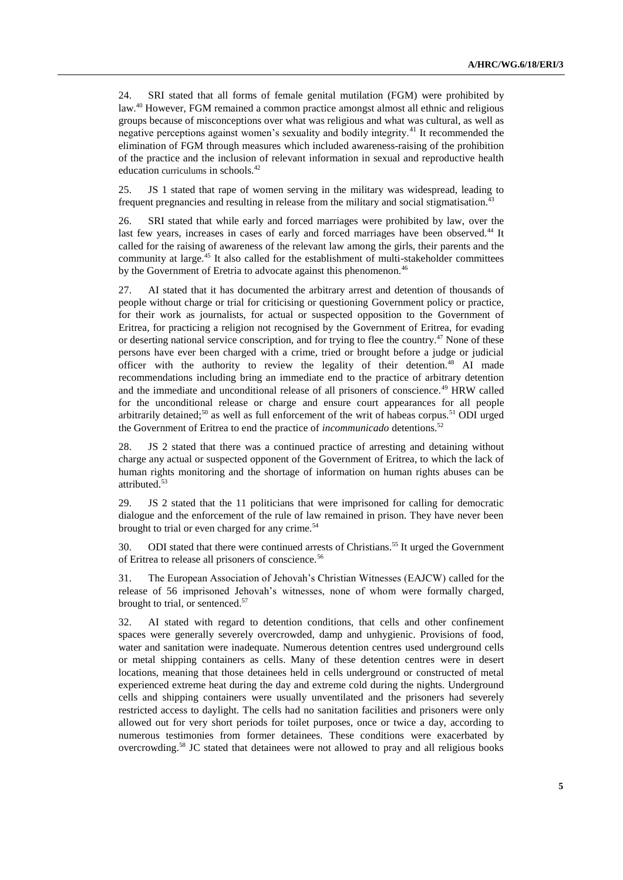24. SRI stated that all forms of female genital mutilation (FGM) were prohibited by law.[40] However, FGM remained a common practice amongst almost all ethnic and religious groups because of misconceptions over what was religious and what was cultural, as well as negative perceptions against women's sexuality and bodily integrity.[41] It recommended the elimination of FGM through measures which included awareness-raising of the prohibition of the practice and the inclusion of relevant information in sexual and reproductive health education curriculums in schools.[42]

25. JS 1 stated that rape of women serving in the military was widespread, leading to frequent pregnancies and resulting in release from the military and social stigmatisation.[43]

26. SRI stated that while early and forced marriages were prohibited by law, over the last few years, increases in cases of early and forced marriages have been observed.[44] It called for the raising of awareness of the relevant law among the girls, their parents and the community at large.[45] It also called for the establishment of multi-stakeholder committees by the Government of Eretria to advocate against this phenomenon.[46]

27. AI stated that it has documented the arbitrary arrest and detention of thousands of people without charge or trial for criticising or questioning Government policy or practice, for their work as journalists, for actual or suspected opposition to the Government of Eritrea, for practicing a religion not recognised by the Government of Eritrea, for evading or deserting national service conscription, and for trying to flee the country.[47] None of these persons have ever been charged with a crime, tried or brought before a judge or judicial officer with the authority to review the legality of their detention.[48] AI made recommendations including bring an immediate end to the practice of arbitrary detention and the immediate and unconditional release of all prisoners of conscience.[49] HRW called for the unconditional release or charge and ensure court appearances for all people arbitrarily detained;[50] as well as full enforcement of the writ of habeas corpus.[51] ODI urged the Government of Eritrea to end the practice of *incommunicado* detentions.[52]

28. JS 2 stated that there was a continued practice of arresting and detaining without charge any actual or suspected opponent of the Government of Eritrea, to which the lack of human rights monitoring and the shortage of information on human rights abuses can be attributed.[53]

29. JS 2 stated that the 11 politicians that were imprisoned for calling for democratic dialogue and the enforcement of the rule of law remained in prison. They have never been brought to trial or even charged for any crime.[54]

30. ODI stated that there were continued arrests of Christians.[55] It urged the Government of Eritrea to release all prisoners of conscience.[56]

31. The European Association of Jehovah's Christian Witnesses (EAJCW) called for the release of 56 imprisoned Jehovah's witnesses, none of whom were formally charged, brought to trial, or sentenced.[57]

32. AI stated with regard to detention conditions, that cells and other confinement spaces were generally severely overcrowded, damp and unhygienic. Provisions of food, water and sanitation were inadequate. Numerous detention centres used underground cells or metal shipping containers as cells. Many of these detention centres were in desert locations, meaning that those detainees held in cells underground or constructed of metal experienced extreme heat during the day and extreme cold during the nights. Underground cells and shipping containers were usually unventilated and the prisoners had severely restricted access to daylight. The cells had no sanitation facilities and prisoners were only allowed out for very short periods for toilet purposes, once or twice a day, according to numerous testimonies from former detainees. These conditions were exacerbated by overcrowding.[58] JC stated that detainees were not allowed to pray and all religious books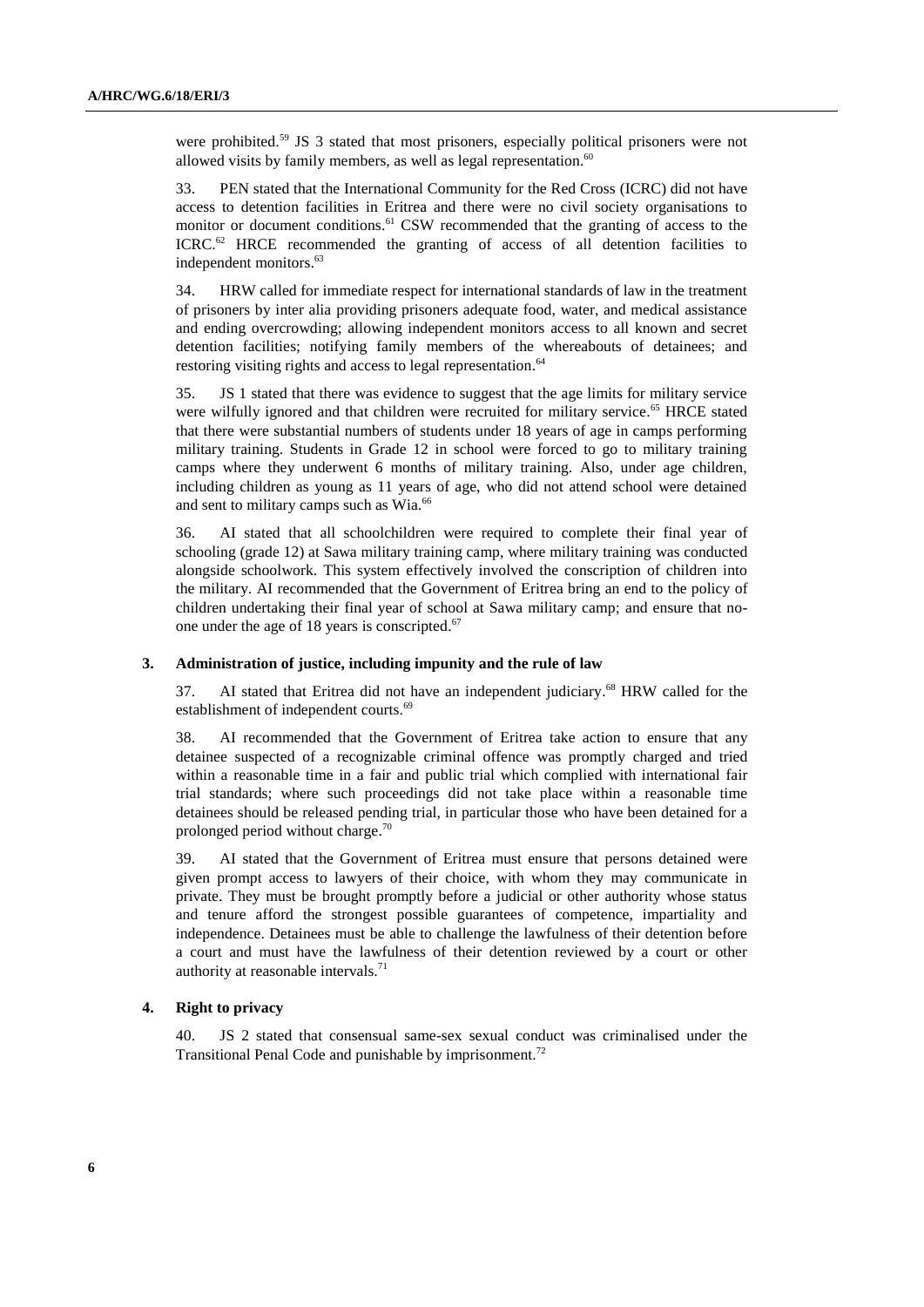were prohibited.[59] JS 3 stated that most prisoners, especially political prisoners were not allowed visits by family members, as well as legal representation.[60]

33. PEN stated that the International Community for the Red Cross (ICRC) did not have access to detention facilities in Eritrea and there were no civil society organisations to monitor or document conditions.[61] CSW recommended that the granting of access to the ICRC.[62] HRCE recommended the granting of access of all detention facilities to independent monitors.[63]

34. HRW called for immediate respect for international standards of law in the treatment of prisoners by inter alia providing prisoners adequate food, water, and medical assistance and ending overcrowding; allowing independent monitors access to all known and secret detention facilities; notifying family members of the whereabouts of detainees; and restoring visiting rights and access to legal representation.[64]

35. JS 1 stated that there was evidence to suggest that the age limits for military service were wilfully ignored and that children were recruited for military service.[65] HRCE stated that there were substantial numbers of students under 18 years of age in camps performing military training. Students in Grade 12 in school were forced to go to military training camps where they underwent 6 months of military training. Also, under age children, including children as young as 11 years of age, who did not attend school were detained and sent to military camps such as Wia.[66]

36. AI stated that all schoolchildren were required to complete their final year of schooling (grade 12) at Sawa military training camp, where military training was conducted alongside schoolwork. This system effectively involved the conscription of children into the military. AI recommended that the Government of Eritrea bring an end to the policy of children undertaking their final year of school at Sawa military camp; and ensure that no-one under the age of 18 years is conscripted.[67]

### 3. Administration of justice, including impunity and the rule of law

37. AI stated that Eritrea did not have an independent judiciary.[68] HRW called for the establishment of independent courts.[69]

38. AI recommended that the Government of Eritrea take action to ensure that any detainee suspected of a recognizable criminal offence was promptly charged and tried within a reasonable time in a fair and public trial which complied with international fair trial standards; where such proceedings did not take place within a reasonable time detainees should be released pending trial, in particular those who have been detained for a prolonged period without charge.[70]

39. AI stated that the Government of Eritrea must ensure that persons detained were given prompt access to lawyers of their choice, with whom they may communicate in private. They must be brought promptly before a judicial or other authority whose status and tenure afford the strongest possible guarantees of competence, impartiality and independence. Detainees must be able to challenge the lawfulness of their detention before a court and must have the lawfulness of their detention reviewed by a court or other authority at reasonable intervals.[71]

### 4. Right to privacy

40. JS 2 stated that consensual same-sex sexual conduct was criminalised under the Transitional Penal Code and punishable by imprisonment.[72]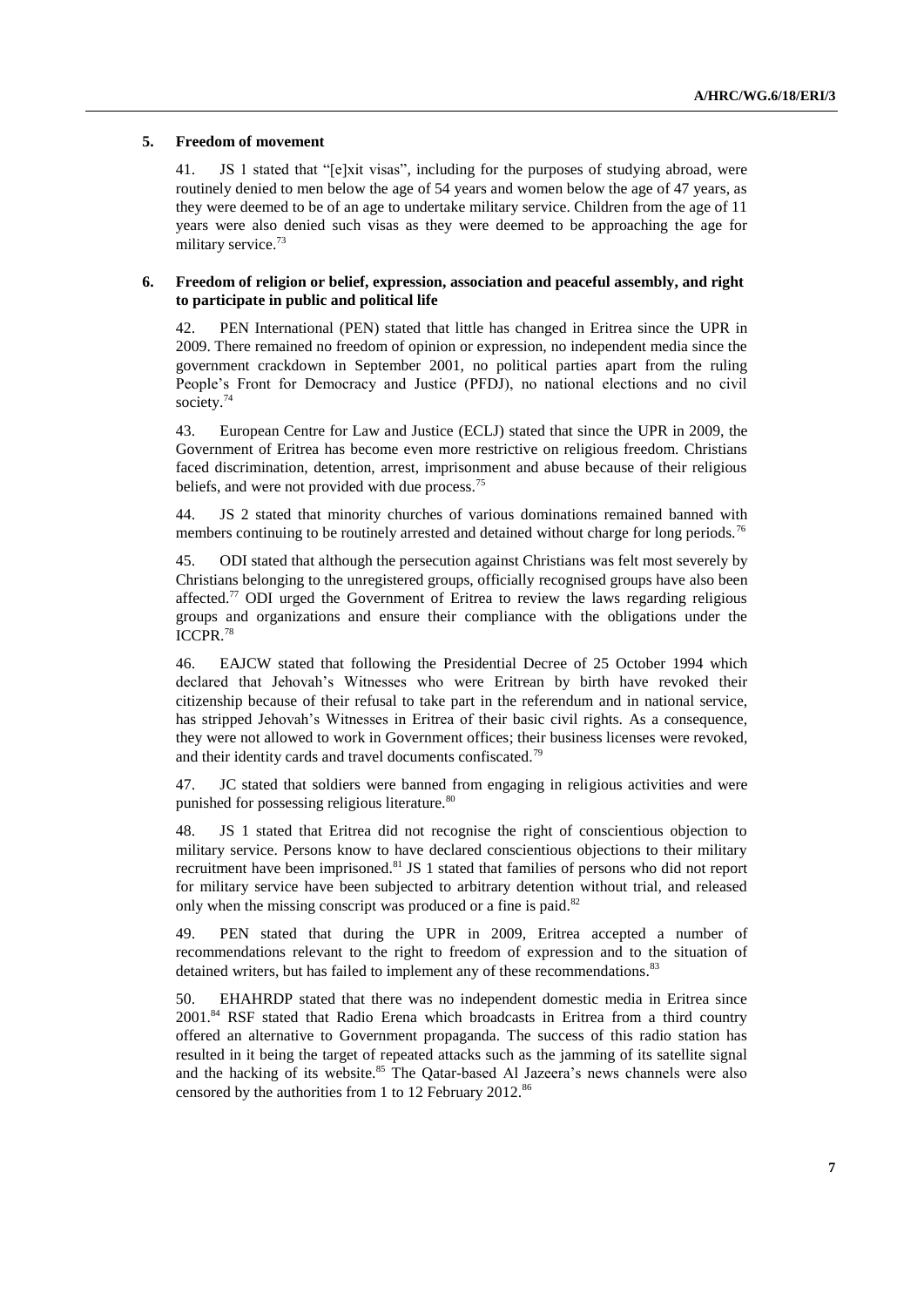### 5. Freedom of movement

41. JS 1 stated that "[e]xit visas", including for the purposes of studying abroad, were routinely denied to men below the age of 54 years and women below the age of 47 years, as they were deemed to be of an age to undertake military service. Children from the age of 11 years were also denied such visas as they were deemed to be approaching the age for military service.[73]

### 6. Freedom of religion or belief, expression, association and peaceful assembly, and right to participate in public and political life

42. PEN International (PEN) stated that little has changed in Eritrea since the UPR in 2009. There remained no freedom of opinion or expression, no independent media since the government crackdown in September 2001, no political parties apart from the ruling People's Front for Democracy and Justice (PFDJ), no national elections and no civil society.[74]

43. European Centre for Law and Justice (ECLJ) stated that since the UPR in 2009, the Government of Eritrea has become even more restrictive on religious freedom. Christians faced discrimination, detention, arrest, imprisonment and abuse because of their religious beliefs, and were not provided with due process.[75]

44. JS 2 stated that minority churches of various dominations remained banned with members continuing to be routinely arrested and detained without charge for long periods.[76]

45. ODI stated that although the persecution against Christians was felt most severely by Christians belonging to the unregistered groups, officially recognised groups have also been affected.[77] ODI urged the Government of Eritrea to review the laws regarding religious groups and organizations and ensure their compliance with the obligations under the ICCPR.[78]

46. EAJCW stated that following the Presidential Decree of 25 October 1994 which declared that Jehovah's Witnesses who were Eritrean by birth have revoked their citizenship because of their refusal to take part in the referendum and in national service, has stripped Jehovah's Witnesses in Eritrea of their basic civil rights. As a consequence, they were not allowed to work in Government offices; their business licenses were revoked, and their identity cards and travel documents confiscated.[79]

47. JC stated that soldiers were banned from engaging in religious activities and were punished for possessing religious literature.[80]

48. JS 1 stated that Eritrea did not recognise the right of conscientious objection to military service. Persons know to have declared conscientious objections to their military recruitment have been imprisoned.[81] JS 1 stated that families of persons who did not report for military service have been subjected to arbitrary detention without trial, and released only when the missing conscript was produced or a fine is paid.[82]

49. PEN stated that during the UPR in 2009, Eritrea accepted a number of recommendations relevant to the right to freedom of expression and to the situation of detained writers, but has failed to implement any of these recommendations.[83]

50. EHAHRDP stated that there was no independent domestic media in Eritrea since 2001.[84] RSF stated that Radio Erena which broadcasts in Eritrea from a third country offered an alternative to Government propaganda. The success of this radio station has resulted in it being the target of repeated attacks such as the jamming of its satellite signal and the hacking of its website.[85] The Qatar-based Al Jazeera's news channels were also censored by the authorities from 1 to 12 February 2012.[86]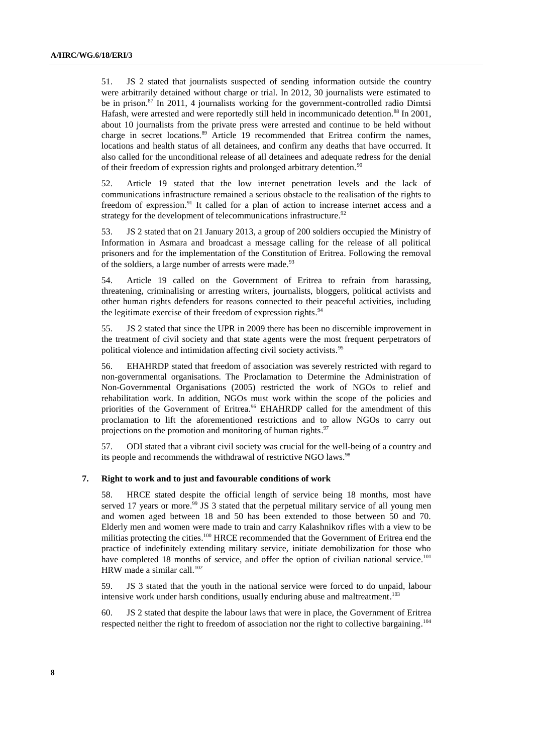51. JS 2 stated that journalists suspected of sending information outside the country were arbitrarily detained without charge or trial. In 2012, 30 journalists were estimated to be in prison.[87] In 2011, 4 journalists working for the government-controlled radio Dimtsi Hafash, were arrested and were reportedly still held in incommunicado detention.[88] In 2001, about 10 journalists from the private press were arrested and continue to be held without charge in secret locations.[89] Article 19 recommended that Eritrea confirm the names, locations and health status of all detainees, and confirm any deaths that have occurred. It also called for the unconditional release of all detainees and adequate redress for the denial of their freedom of expression rights and prolonged arbitrary detention.[90]

52. Article 19 stated that the low internet penetration levels and the lack of communications infrastructure remained a serious obstacle to the realisation of the rights to freedom of expression.[91] It called for a plan of action to increase internet access and a strategy for the development of telecommunications infrastructure.[92]

53. JS 2 stated that on 21 January 2013, a group of 200 soldiers occupied the Ministry of Information in Asmara and broadcast a message calling for the release of all political prisoners and for the implementation of the Constitution of Eritrea. Following the removal of the soldiers, a large number of arrests were made.[93]

54. Article 19 called on the Government of Eritrea to refrain from harassing, threatening, criminalising or arresting writers, journalists, bloggers, political activists and other human rights defenders for reasons connected to their peaceful activities, including the legitimate exercise of their freedom of expression rights.[94]

55. JS 2 stated that since the UPR in 2009 there has been no discernible improvement in the treatment of civil society and that state agents were the most frequent perpetrators of political violence and intimidation affecting civil society activists.[95]

56. EHAHRDP stated that freedom of association was severely restricted with regard to non-governmental organisations. The Proclamation to Determine the Administration of Non-Governmental Organisations (2005) restricted the work of NGOs to relief and rehabilitation work. In addition, NGOs must work within the scope of the policies and priorities of the Government of Eritrea.[96] EHAHRDP called for the amendment of this proclamation to lift the aforementioned restrictions and to allow NGOs to carry out projections on the promotion and monitoring of human rights.[97]

57. ODI stated that a vibrant civil society was crucial for the well-being of a country and its people and recommends the withdrawal of restrictive NGO laws.[98]

### 7. Right to work and to just and favourable conditions of work

58. HRCE stated despite the official length of service being 18 months, most have served 17 years or more.[99] JS 3 stated that the perpetual military service of all young men and women aged between 18 and 50 has been extended to those between 50 and 70. Elderly men and women were made to train and carry Kalashnikov rifles with a view to be militias protecting the cities.[100] HRCE recommended that the Government of Eritrea end the practice of indefinitely extending military service, initiate demobilization for those who have completed 18 months of service, and offer the option of civilian national service.[101] HRW made a similar call.[102]

59. JS 3 stated that the youth in the national service were forced to do unpaid, labour intensive work under harsh conditions, usually enduring abuse and maltreatment.[103]

60. JS 2 stated that despite the labour laws that were in place, the Government of Eritrea respected neither the right to freedom of association nor the right to collective bargaining.[104]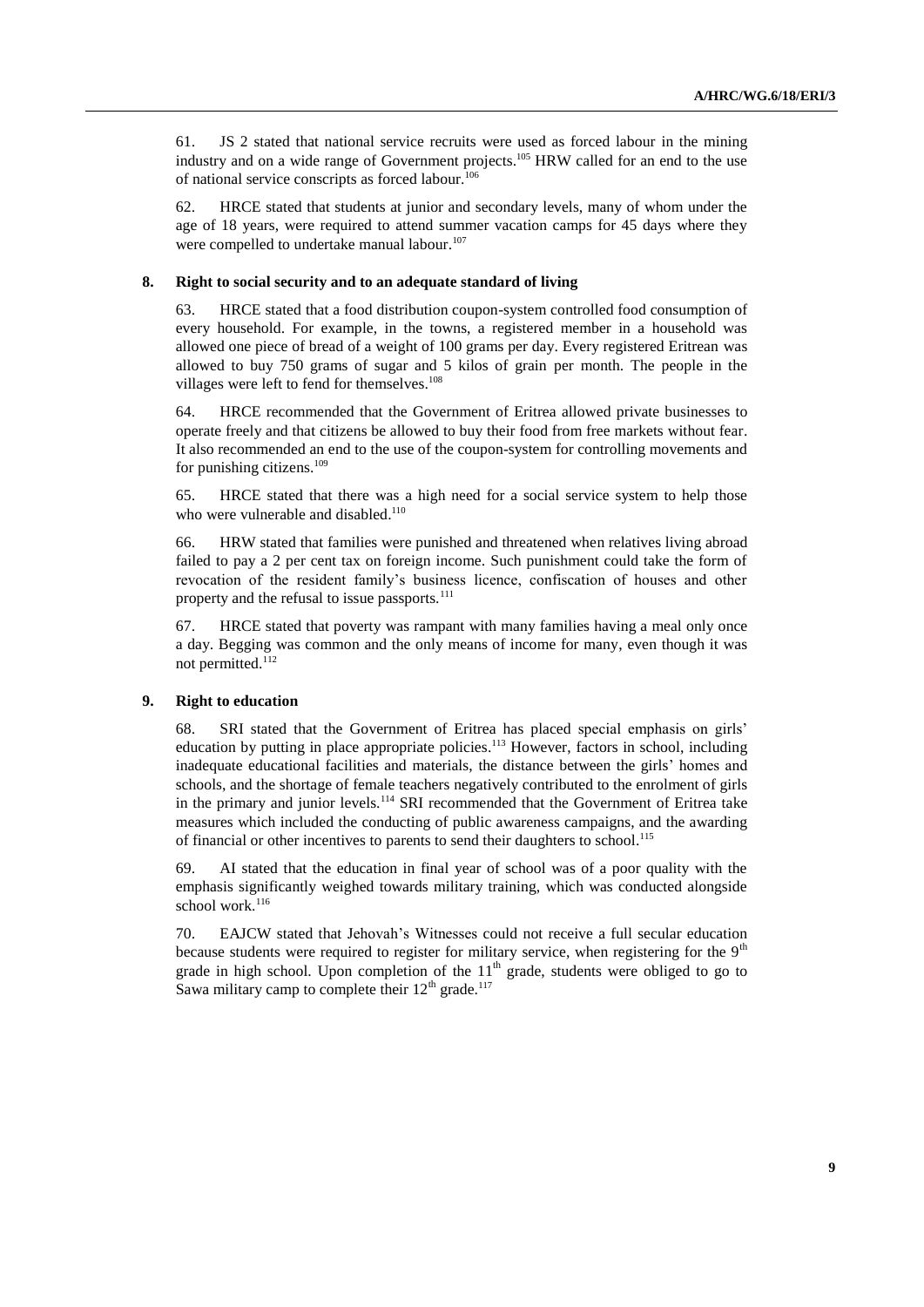61. JS 2 stated that national service recruits were used as forced labour in the mining industry and on a wide range of Government projects.[105] HRW called for an end to the use of national service conscripts as forced labour.[106]

62. HRCE stated that students at junior and secondary levels, many of whom under the age of 18 years, were required to attend summer vacation camps for 45 days where they were compelled to undertake manual labour.[107]

### 8. Right to social security and to an adequate standard of living

63. HRCE stated that a food distribution coupon-system controlled food consumption of every household. For example, in the towns, a registered member in a household was allowed one piece of bread of a weight of 100 grams per day. Every registered Eritrean was allowed to buy 750 grams of sugar and 5 kilos of grain per month. The people in the villages were left to fend for themselves.[108]

64. HRCE recommended that the Government of Eritrea allowed private businesses to operate freely and that citizens be allowed to buy their food from free markets without fear. It also recommended an end to the use of the coupon-system for controlling movements and for punishing citizens.[109]

65. HRCE stated that there was a high need for a social service system to help those who were vulnerable and disabled.[110]

66. HRW stated that families were punished and threatened when relatives living abroad failed to pay a 2 per cent tax on foreign income. Such punishment could take the form of revocation of the resident family's business licence, confiscation of houses and other property and the refusal to issue passports.[111]

67. HRCE stated that poverty was rampant with many families having a meal only once a day. Begging was common and the only means of income for many, even though it was not permitted.[112]

### 9. Right to education

68. SRI stated that the Government of Eritrea has placed special emphasis on girls' education by putting in place appropriate policies.[113] However, factors in school, including inadequate educational facilities and materials, the distance between the girls' homes and schools, and the shortage of female teachers negatively contributed to the enrolment of girls in the primary and junior levels.[114] SRI recommended that the Government of Eritrea take measures which included the conducting of public awareness campaigns, and the awarding of financial or other incentives to parents to send their daughters to school.[115]

69. AI stated that the education in final year of school was of a poor quality with the emphasis significantly weighed towards military training, which was conducted alongside school work.[116]

70. EAJCW stated that Jehovah's Witnesses could not receive a full secular education because students were required to register for military service, when registering for the 9th grade in high school. Upon completion of the 11th grade, students were obliged to go to Sawa military camp to complete their 12th grade.[117]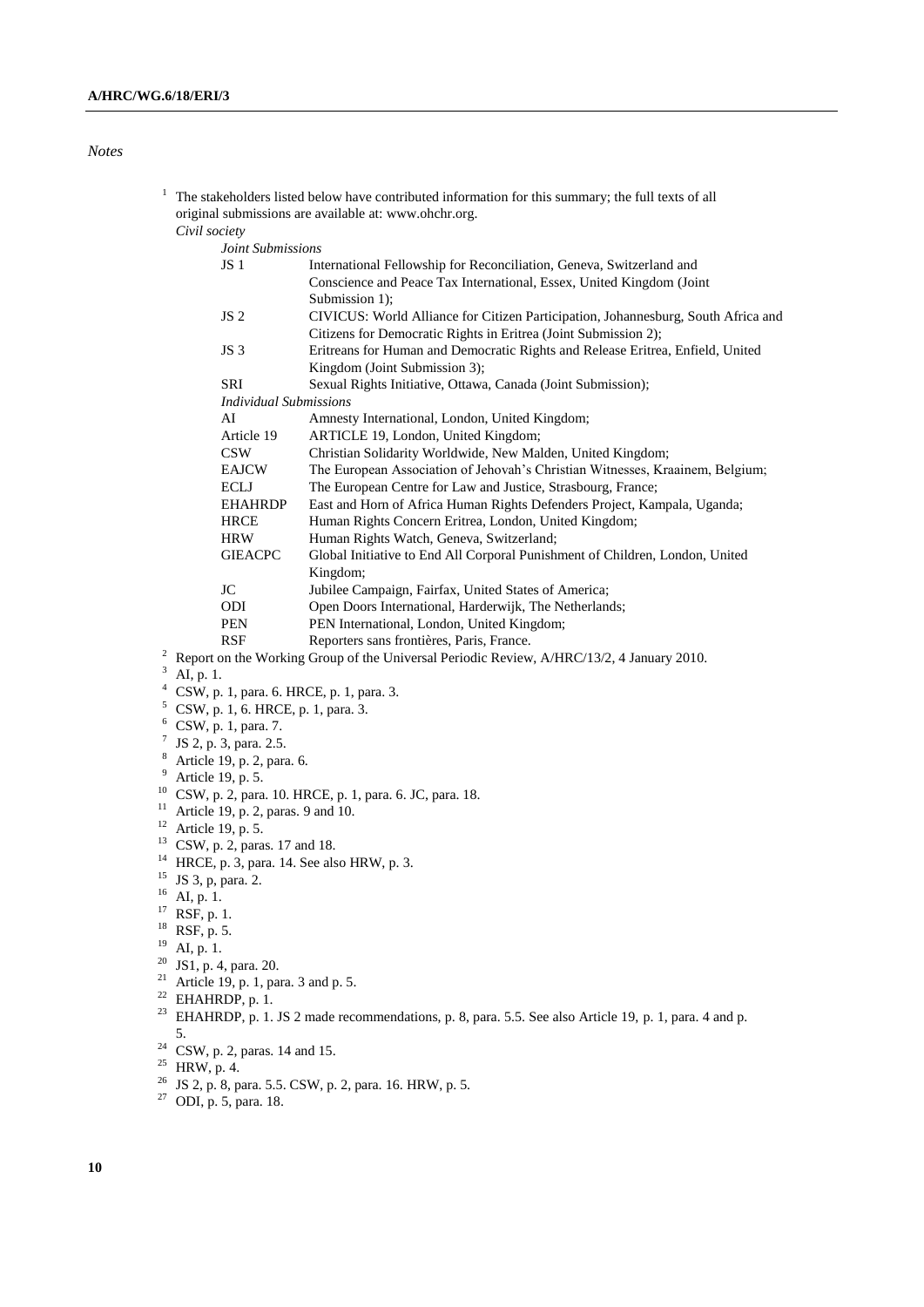*Notes*

[1] The stakeholders listed below have contributed information for this summary; the full texts of all original submissions are available at: www.ohchr.org.

*Civil society*

*Joint Submissions*

| | |
|---|---|
| JS 1 | International Fellowship for Reconciliation, Geneva, Switzerland and Conscience and Peace Tax International, Essex, United Kingdom (Joint Submission 1); |
| JS 2 | CIVICUS: World Alliance for Citizen Participation, Johannesburg, South Africa and Citizens for Democratic Rights in Eritrea (Joint Submission 2); |
| JS 3 | Eritreans for Human and Democratic Rights and Release Eritrea, Enfield, United Kingdom (Joint Submission 3); |
| SRI | Sexual Rights Initiative, Ottawa, Canada (Joint Submission); |

*Individual Submissions*

| | |
|---|---|
| AI | Amnesty International, London, United Kingdom; |
| Article 19 | ARTICLE 19, London, United Kingdom; |
| CSW | Christian Solidarity Worldwide, New Malden, United Kingdom; |
| EAJCW | The European Association of Jehovah's Christian Witnesses, Kraainem, Belgium; |
| ECLJ | The European Centre for Law and Justice, Strasbourg, France; |
| EHAHRDP | East and Horn of Africa Human Rights Defenders Project, Kampala, Uganda; |
| HRCE | Human Rights Concern Eritrea, London, United Kingdom; |
| HRW | Human Rights Watch, Geneva, Switzerland; |
| GIEACPC | Global Initiative to End All Corporal Punishment of Children, London, United Kingdom; |
| JC | Jubilee Campaign, Fairfax, United States of America; |
| ODI | Open Doors International, Harderwijk, The Netherlands; |
| PEN | PEN International, London, United Kingdom; |
| RSF | Reporters sans frontières, Paris, France. |

[2] Report on the Working Group of the Universal Periodic Review, A/HRC/13/2, 4 January 2010.

[3] AI, p. 1.

[4] CSW, p. 1, para. 6. HRCE, p. 1, para. 3.

[5] CSW, p. 1, 6. HRCE, p. 1, para. 3.

[6] CSW, p. 1, para. 7.

[7] JS 2, p. 3, para. 2.5.

[8] Article 19, p. 2, para. 6.

[9] Article 19, p. 5.

[10] CSW, p. 2, para. 10. HRCE, p. 1, para. 6. JC, para. 18.

[11] Article 19, p. 2, paras. 9 and 10.

[12] Article 19, p. 5.

[13] CSW, p. 2, paras. 17 and 18.

[14] HRCE, p. 3, para. 14. See also HRW, p. 3.

[15] JS 3, p, para. 2.

[16] AI, p. 1.

[17] RSF, p. 1.

[18] RSF, p. 5.

[19] AI, p. 1.

[20] JS1, p. 4, para. 20.

[21] Article 19, p. 1, para. 3 and p. 5.

[22] EHAHRDP, p. 1.

[23] EHAHRDP, p. 1. JS 2 made recommendations, p. 8, para. 5.5. See also Article 19, p. 1, para. 4 and p. 5.

[24] CSW, p. 2, paras. 14 and 15.

[25] HRW, p. 4.

[26] JS 2, p. 8, para. 5.5. CSW, p. 2, para. 16. HRW, p. 5.

[27] ODI, p. 5, para. 18.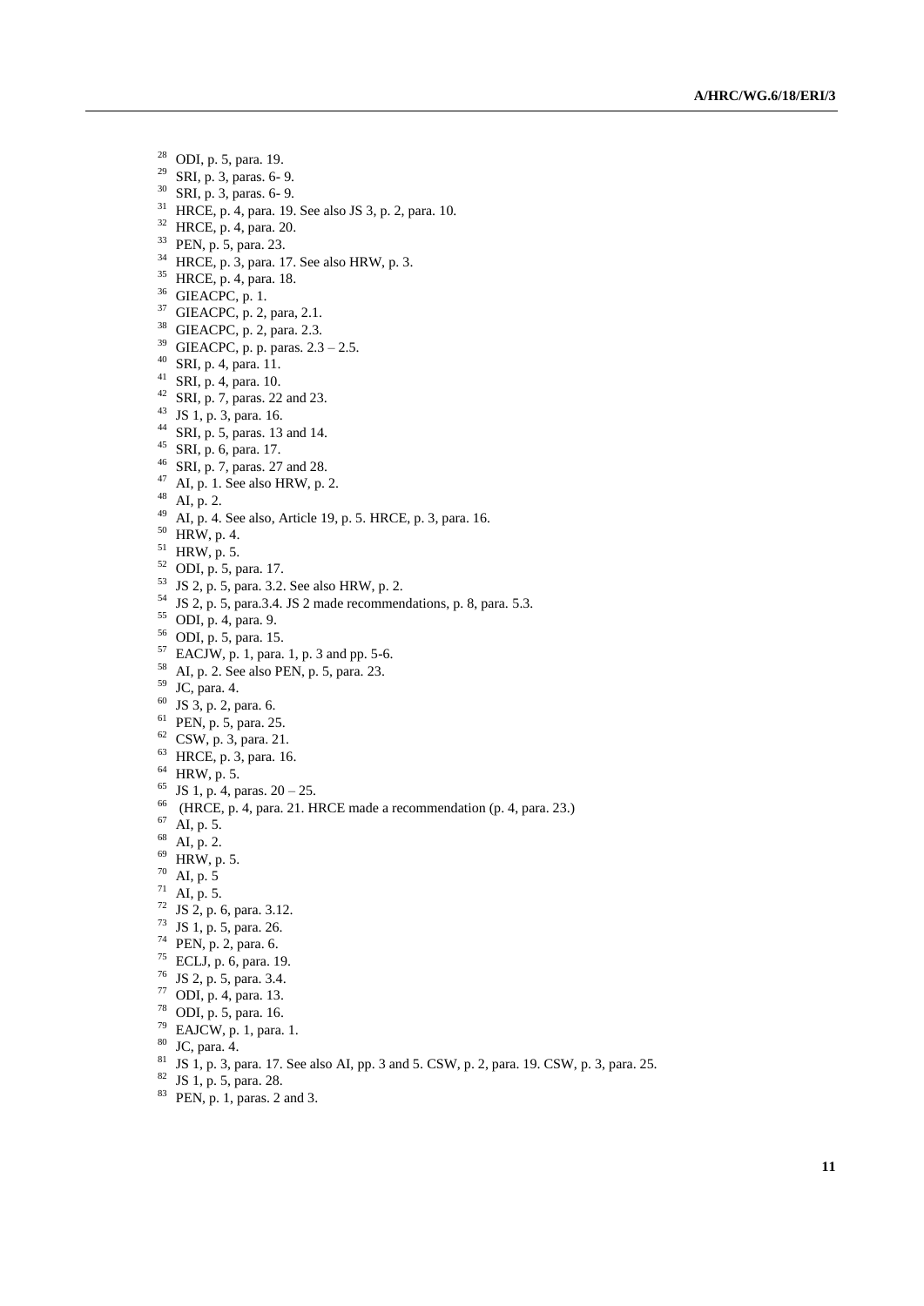[28] ODI, p. 5, para. 19.
[29] SRI, p. 3, paras. 6- 9.
[30] SRI, p. 3, paras. 6- 9.
[31] HRCE, p. 4, para. 19. See also JS 3, p. 2, para. 10.
[32] HRCE, p. 4, para. 20.
[33] PEN, p. 5, para. 23.
[34] HRCE, p. 3, para. 17. See also HRW, p. 3.
[35] HRCE, p. 4, para. 18.
[36] GIEACPC, p. 1.
[37] GIEACPC, p. 2, para, 2.1.
[38] GIEACPC, p. 2, para. 2.3.
[39] GIEACPC, p. p. paras. 2.3 – 2.5.
[40] SRI, p. 4, para. 11.
[41] SRI, p. 4, para. 10.
[42] SRI, p. 7, paras. 22 and 23.
[43] JS 1, p. 3, para. 16.
[44] SRI, p. 5, paras. 13 and 14.
[45] SRI, p. 6, para. 17.
[46] SRI, p. 7, paras. 27 and 28.
[47] AI, p. 1. See also HRW, p. 2.
[48] AI, p. 2.
[49] AI, p. 4. See also, Article 19, p. 5. HRCE, p. 3, para. 16.
[50] HRW, p. 4.
[51] HRW, p. 5.
[52] ODI, p. 5, para. 17.
[53] JS 2, p. 5, para. 3.2. See also HRW, p. 2.
[54] JS 2, p. 5, para.3.4. JS 2 made recommendations, p. 8, para. 5.3.
[55] ODI, p. 4, para. 9.
[56] ODI, p. 5, para. 15.
[57] EACJW, p. 1, para. 1, p. 3 and pp. 5-6.
[58] AI, p. 2. See also PEN, p. 5, para. 23.
[59] JC, para. 4.
[60] JS 3, p. 2, para. 6.
[61] PEN, p. 5, para. 25.
[62] CSW, p. 3, para. 21.
[63] HRCE, p. 3, para. 16.
[64] HRW, p. 5.
[65] JS 1, p. 4, paras. 20 – 25.
[66] (HRCE, p. 4, para. 21. HRCE made a recommendation (p. 4, para. 23.)
[67] AI, p. 5.
[68] AI, p. 2.
[69] HRW, p. 5.
[70] AI, p. 5
[71] AI, p. 5.
[72] JS 2, p. 6, para. 3.12.
[73] JS 1, p. 5, para. 26.
[74] PEN, p. 2, para. 6.
[75] ECLJ, p. 6, para. 19.
[76] JS 2, p. 5, para. 3.4.
[77] ODI, p. 4, para. 13.
[78] ODI, p. 5, para. 16.
[79] EAJCW, p. 1, para. 1.
[80] JC, para. 4.
[81] JS 1, p. 3, para. 17. See also AI, pp. 3 and 5. CSW, p. 2, para. 19. CSW, p. 3, para. 25.
[82] JS 1, p. 5, para. 28.
[83] PEN, p. 1, paras. 2 and 3.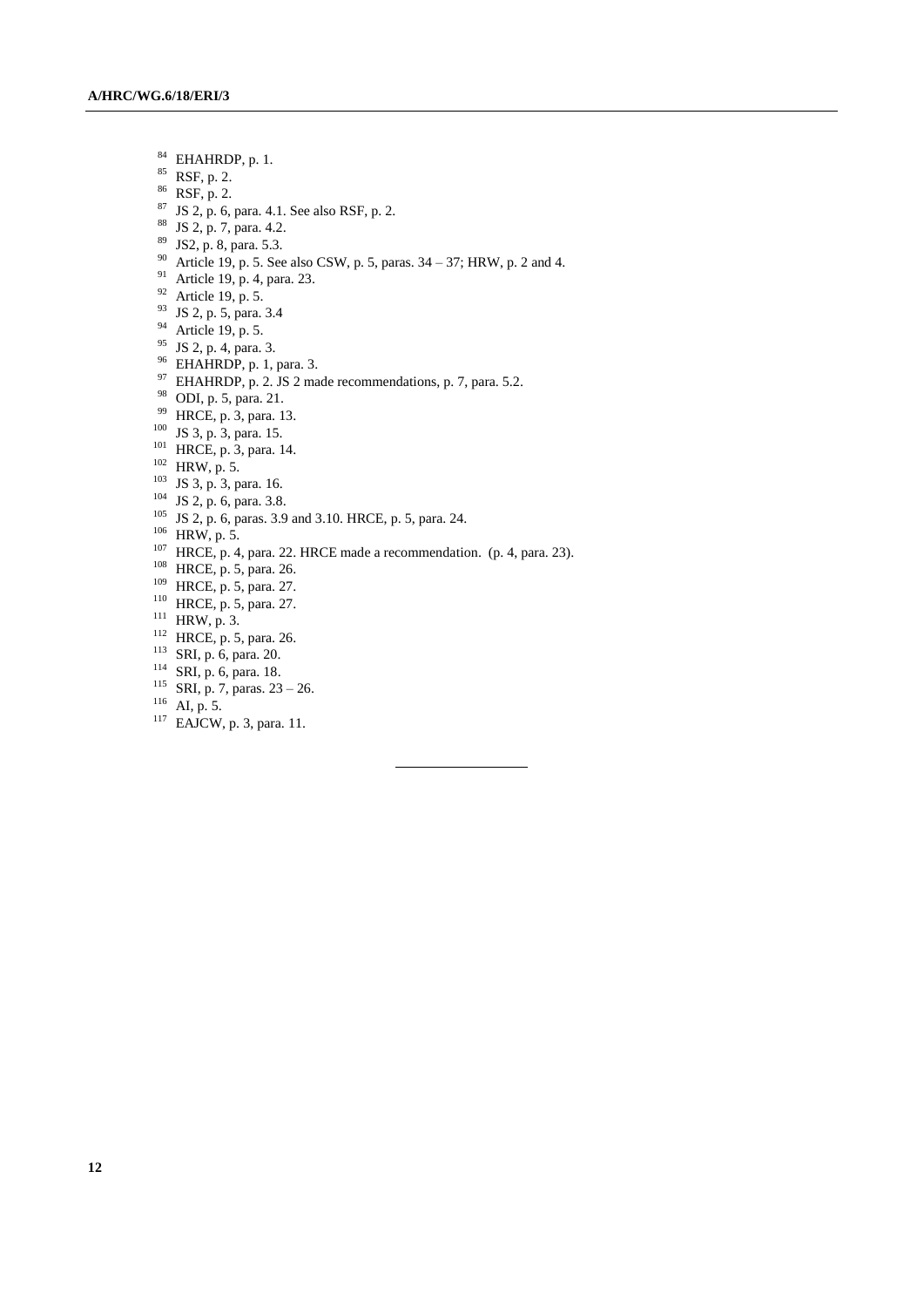[84] EHAHRDP, p. 1.
[85] RSF, p. 2.
[86] RSF, p. 2.
[87] JS 2, p. 6, para. 4.1. See also RSF, p. 2.
[88] JS 2, p. 7, para. 4.2.
[89] JS2, p. 8, para. 5.3.
[90] Article 19, p. 5. See also CSW, p. 5, paras. 34 – 37; HRW, p. 2 and 4.
[91] Article 19, p. 4, para. 23.
[92] Article 19, p. 5.
[93] JS 2, p. 5, para. 3.4
[94] Article 19, p. 5.
[95] JS 2, p. 4, para. 3.
[96] EHAHRDP, p. 1, para. 3.
[97] EHAHRDP, p. 2. JS 2 made recommendations, p. 7, para. 5.2.
[98] ODI, p. 5, para. 21.
[99] HRCE, p. 3, para. 13.
[100] JS 3, p. 3, para. 15.
[101] HRCE, p. 3, para. 14.
[102] HRW, p. 5.
[103] JS 3, p. 3, para. 16.
[104] JS 2, p. 6, para. 3.8.
[105] JS 2, p. 6, paras. 3.9 and 3.10. HRCE, p. 5, para. 24.
[106] HRW, p. 5.
[107] HRCE, p. 4, para. 22. HRCE made a recommendation. (p. 4, para. 23).
[108] HRCE, p. 5, para. 26.
[109] HRCE, p. 5, para. 27.
[110] HRCE, p. 5, para. 27.
[111] HRW, p. 3.
[112] HRCE, p. 5, para. 26.
[113] SRI, p. 6, para. 20.
[114] SRI, p. 6, para. 18.
[115] SRI, p. 7, paras. 23 – 26.
[116] AI, p. 5.
[117] EAJCW, p. 3, para. 11.